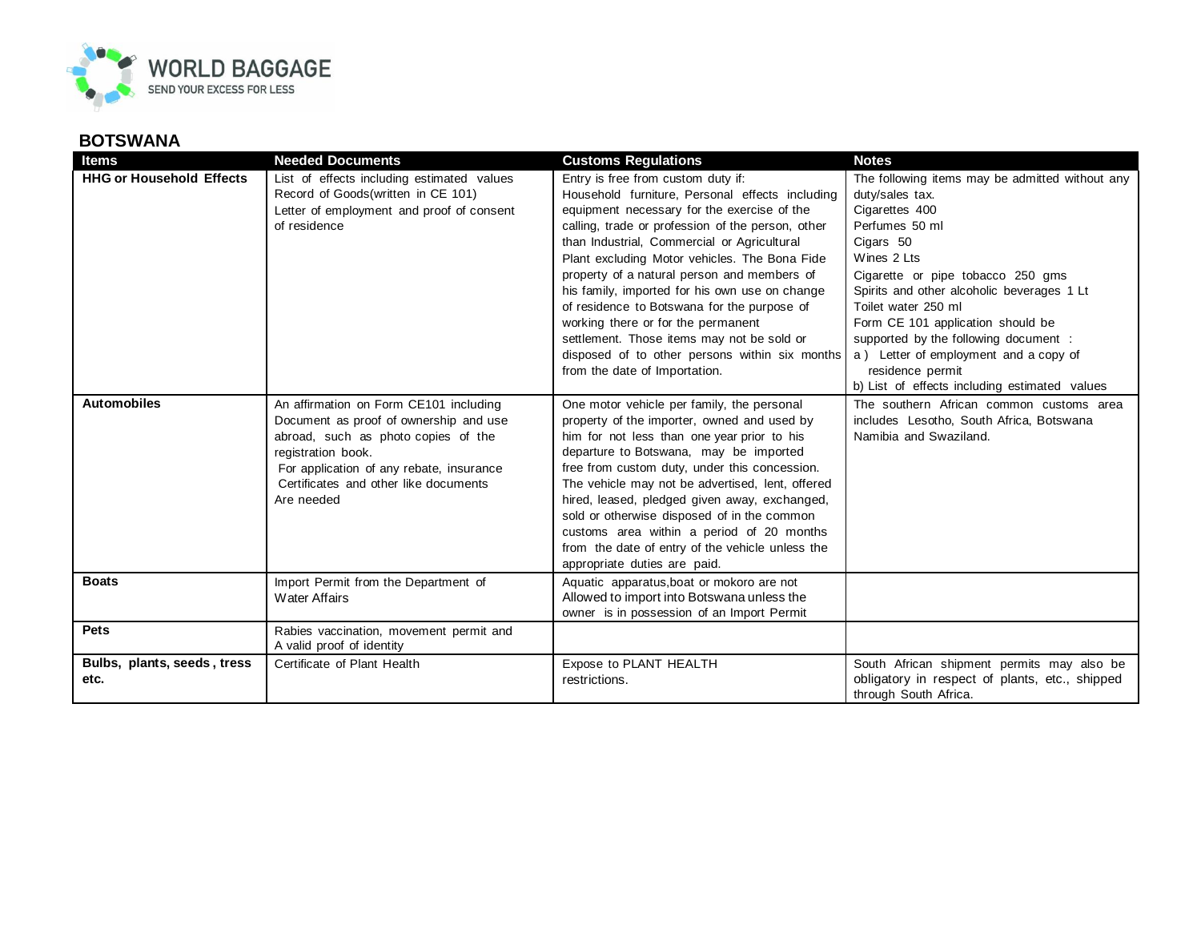WORLD BAGGAGE
SEND YOUR EXCESS FOR LESS

## BOTSWANA

| Items | Needed Documents | Customs Regulations | Notes |
|---|---|---|---|
| **HHG or Household Effects** | List of effects including estimated values<br>Record of Goods(written in CE 101)<br>Letter of employment and proof of consent of residence | Entry is free from custom duty if:<br>Household furniture, Personal effects including equipment necessary for the exercise of the calling, trade or profession of the person, other than Industrial, Commercial or Agricultural Plant excluding Motor vehicles. The Bona Fide property of a natural person and members of his family, imported for his own use on change of residence to Botswana for the purpose of working there or for the permanent settlement. Those items may not be sold or disposed of to other persons within six months from the date of Importation. | The following items may be admitted without any duty/sales tax.<br>Cigarettes 400<br>Perfumes 50 ml<br>Cigars 50<br>Wines 2 Lts<br>Cigarette or pipe tobacco 250 gms<br>Spirits and other alcoholic beverages 1 Lt<br>Toilet water 250 ml<br>Form CE 101 application should be supported by the following document :<br>a ) Letter of employment and a copy of residence permit<br>b) List of effects including estimated values |
| **Automobiles** | An affirmation on Form CE101 including Document as proof of ownership and use abroad, such as photo copies of the registration book.<br>For application of any rebate, insurance Certificates and other like documents Are needed | One motor vehicle per family, the personal property of the importer, owned and used by him for not less than one year prior to his departure to Botswana, may be imported free from custom duty, under this concession. The vehicle may not be advertised, lent, offered hired, leased, pledged given away, exchanged, sold or otherwise disposed of in the common customs area within a period of 20 months from the date of entry of the vehicle unless the appropriate duties are paid. | The southern African common customs area includes Lesotho, South Africa, Botswana Namibia and Swaziland. |
| **Boats** | Import Permit from the Department of Water Affairs | Aquatic apparatus,boat or mokoro are not Allowed to import into Botswana unless the owner is in possession of an Import Permit | |
| **Pets** | Rabies vaccination, movement permit and A valid proof of identity | | |
| **Bulbs, plants, seeds , tress etc.** | Certificate of Plant Health | Expose to PLANT HEALTH restrictions. | South African shipment permits may also be obligatory in respect of plants, etc., shipped through South Africa. |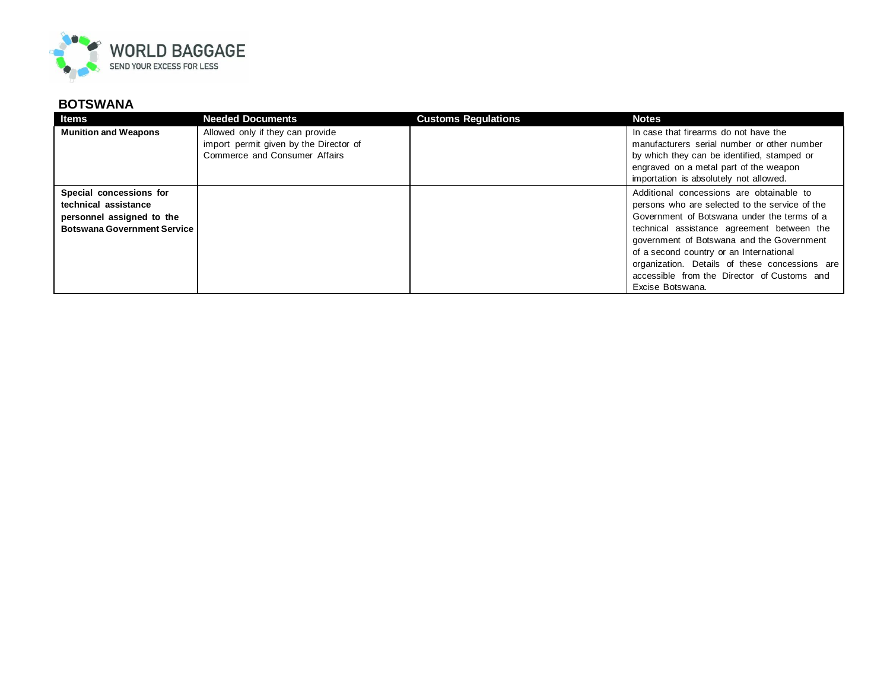## BOTSWANA

| Items | Needed Documents | Customs Regulations | Notes |
|---|---|---|---|
| **Munition and Weapons** | Allowed only if they can provide import permit given by the Director of Commerce and Consumer Affairs | | In case that firearms do not have the manufacturers serial number or other number by which they can be identified, stamped or engraved on a metal part of the weapon importation is absolutely not allowed. |
| **Special concessions for technical assistance personnel assigned to the Botswana Government Service** | | | Additional concessions are obtainable to persons who are selected to the service of the Government of Botswana under the terms of a technical assistance agreement between the government of Botswana and the Government of a second country or an International organization. Details of these concessions are accessible from the Director of Customs and Excise Botswana. |